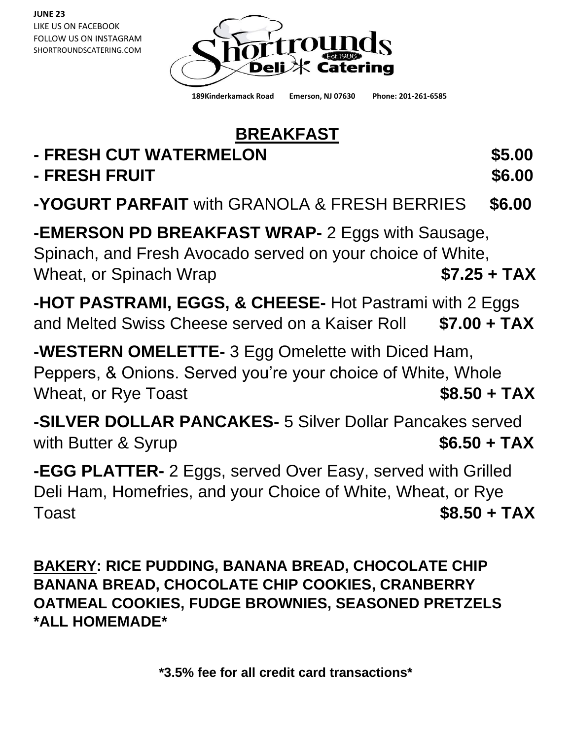**JUNE 23**
LIKE US ON FACEBOOK
FOLLOW US ON INSTAGRAM
SHORTROUNDSCATERING.COM

# Shortrounds Deli Catering

Est. 1986

**189Kinderkamack Road Emerson, NJ 07630 Phone: 201-261-6585**

## BREAKFAST

**- FRESH CUT WATERMELON** **$5.00**

**- FRESH FRUIT** **$6.00**

**-YOGURT PARFAIT** with GRANOLA & FRESH BERRIES **$6.00**

**-EMERSON PD BREAKFAST WRAP-** 2 Eggs with Sausage, Spinach, and Fresh Avocado served on your choice of White, Wheat, or Spinach Wrap **$7.25 + TAX**

**-HOT PASTRAMI, EGGS, & CHEESE-** Hot Pastrami with 2 Eggs and Melted Swiss Cheese served on a Kaiser Roll **$7.00 + TAX**

**-WESTERN OMELETTE-** 3 Egg Omelette with Diced Ham, Peppers, & Onions. Served you're your choice of White, Whole Wheat, or Rye Toast **$8.50 + TAX**

**-SILVER DOLLAR PANCAKES-** 5 Silver Dollar Pancakes served with Butter & Syrup **$6.50 + TAX**

**-EGG PLATTER-** 2 Eggs, served Over Easy, served with Grilled Deli Ham, Homefries, and your Choice of White, Wheat, or Rye Toast **$8.50 + TAX**

**BAKERY: RICE PUDDING, BANANA BREAD, CHOCOLATE CHIP BANANA BREAD, CHOCOLATE CHIP COOKIES, CRANBERRY OATMEAL COOKIES, FUDGE BROWNIES, SEASONED PRETZELS *ALL HOMEMADE***

**\*3.5% fee for all credit card transactions\***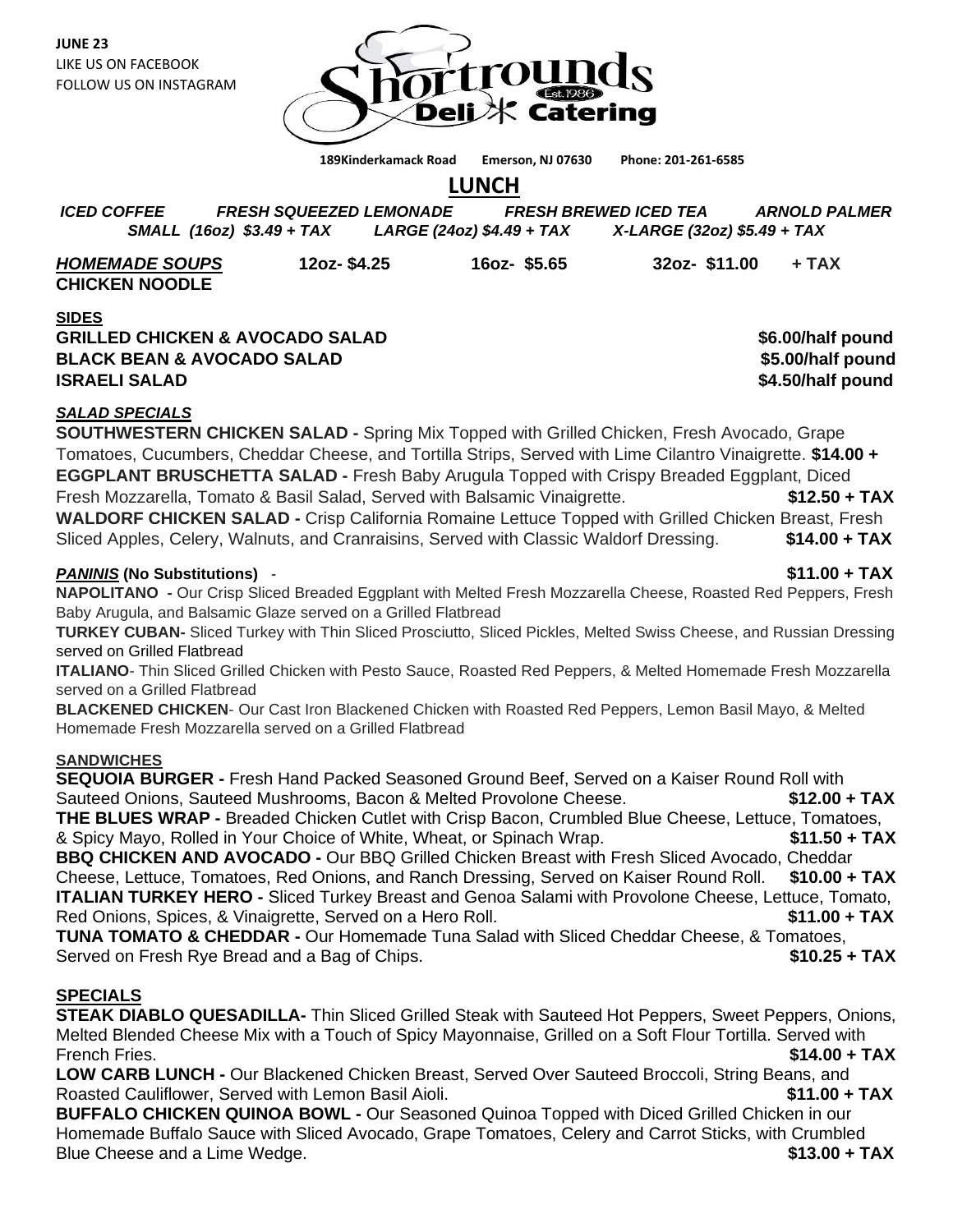**JUNE 23**
LIKE US ON FACEBOOK
FOLLOW US ON INSTAGRAM

# Shortrounds Deli & Catering
Est. 1986

**189Kinderkamack Road Emerson, NJ 07630 Phone: 201-261-6585**

## LUNCH

***ICED COFFEE FRESH SQUEEZED LEMONADE FRESH BREWED ICED TEA ARNOLD PALMER***
*SMALL (16oz) $3.49 + TAX LARGE (24oz) $4.49 + TAX X-LARGE (32oz) $5.49 + TAX*

***HOMEMADE SOUPS*** **12oz- $4.25 16oz- $5.65 32oz- $11.00 + TAX**
**CHICKEN NOODLE**

**SIDES**

**GRILLED CHICKEN & AVOCADO SALAD** **$6.00/half pound**
**BLACK BEAN & AVOCADO SALAD** **$5.00/half pound**
**ISRAELI SALAD** **$4.50/half pound**

***SALAD SPECIALS***

**SOUTHWESTERN CHICKEN SALAD -** Spring Mix Topped with Grilled Chicken, Fresh Avocado, Grape Tomatoes, Cucumbers, Cheddar Cheese, and Tortilla Strips, Served with Lime Cilantro Vinaigrette. **$14.00 +**

**EGGPLANT BRUSCHETTA SALAD -** Fresh Baby Arugula Topped with Crispy Breaded Eggplant, Diced Fresh Mozzarella, Tomato & Basil Salad, Served with Balsamic Vinaigrette. **$12.50 + TAX**

**WALDORF CHICKEN SALAD -** Crisp California Romaine Lettuce Topped with Grilled Chicken Breast, Fresh Sliced Apples, Celery, Walnuts, and Cranraisins, Served with Classic Waldorf Dressing. **$14.00 + TAX**

***PANINIS* (No Substitutions)** - **$11.00 + TAX**

**NAPOLITANO -** Our Crisp Sliced Breaded Eggplant with Melted Fresh Mozzarella Cheese, Roasted Red Peppers, Fresh Baby Arugula, and Balsamic Glaze served on a Grilled Flatbread

**TURKEY CUBAN-** Sliced Turkey with Thin Sliced Prosciutto, Sliced Pickles, Melted Swiss Cheese, and Russian Dressing served on Grilled Flatbread

**ITALIANO**- Thin Sliced Grilled Chicken with Pesto Sauce, Roasted Red Peppers, & Melted Homemade Fresh Mozzarella served on a Grilled Flatbread

**BLACKENED CHICKEN**- Our Cast Iron Blackened Chicken with Roasted Red Peppers, Lemon Basil Mayo, & Melted Homemade Fresh Mozzarella served on a Grilled Flatbread

**SANDWICHES**

**SEQUOIA BURGER -** Fresh Hand Packed Seasoned Ground Beef, Served on a Kaiser Round Roll with Sauteed Onions, Sauteed Mushrooms, Bacon & Melted Provolone Cheese. **$12.00 + TAX**

**THE BLUES WRAP -** Breaded Chicken Cutlet with Crisp Bacon, Crumbled Blue Cheese, Lettuce, Tomatoes, & Spicy Mayo, Rolled in Your Choice of White, Wheat, or Spinach Wrap. **$11.50 + TAX**

**BBQ CHICKEN AND AVOCADO -** Our BBQ Grilled Chicken Breast with Fresh Sliced Avocado, Cheddar Cheese, Lettuce, Tomatoes, Red Onions, and Ranch Dressing, Served on Kaiser Round Roll. **$10.00 + TAX**

**ITALIAN TURKEY HERO -** Sliced Turkey Breast and Genoa Salami with Provolone Cheese, Lettuce, Tomato, Red Onions, Spices, & Vinaigrette, Served on a Hero Roll. **$11.00 + TAX**

**TUNA TOMATO & CHEDDAR -** Our Homemade Tuna Salad with Sliced Cheddar Cheese, & Tomatoes, Served on Fresh Rye Bread and a Bag of Chips. **$10.25 + TAX**

**SPECIALS**

**STEAK DIABLO QUESADILLA-** Thin Sliced Grilled Steak with Sauteed Hot Peppers, Sweet Peppers, Onions, Melted Blended Cheese Mix with a Touch of Spicy Mayonnaise, Grilled on a Soft Flour Tortilla. Served with French Fries. **$14.00 + TAX**

**LOW CARB LUNCH -** Our Blackened Chicken Breast, Served Over Sauteed Broccoli, String Beans, and Roasted Cauliflower, Served with Lemon Basil Aioli. **$11.00 + TAX**

**BUFFALO CHICKEN QUINOA BOWL -** Our Seasoned Quinoa Topped with Diced Grilled Chicken in our Homemade Buffalo Sauce with Sliced Avocado, Grape Tomatoes, Celery and Carrot Sticks, with Crumbled Blue Cheese and a Lime Wedge. **$13.00 + TAX**